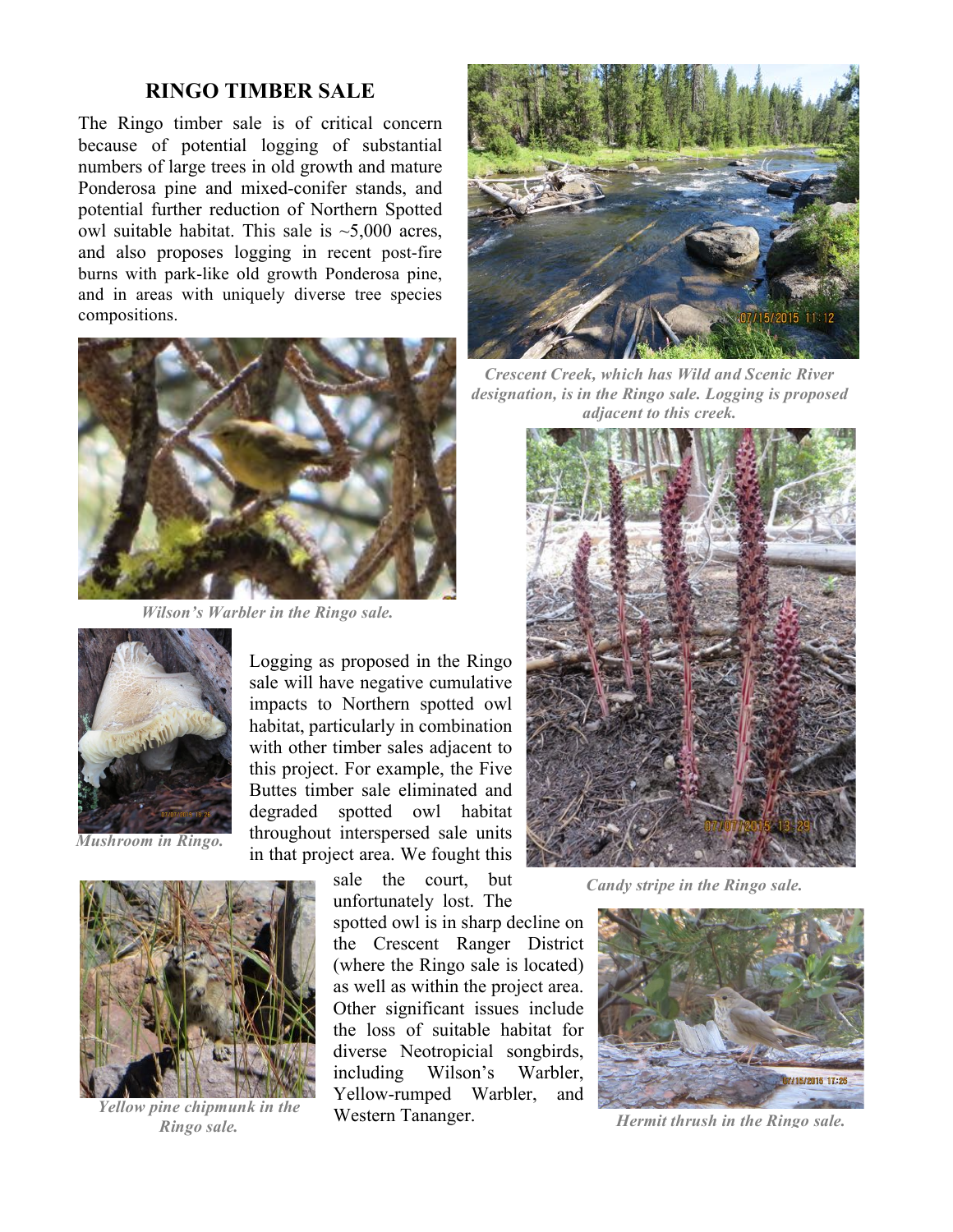## RINGO TIMBER SALE

The Ringo timber sale is of critical concern because of potential logging of substantial numbers of large trees in old growth and mature Ponderosa pine and mixed-conifer stands, and potential further reduction of Northern Spotted owl suitable habitat. This sale is ~5,000 acres, and also proposes logging in recent post-fire burns with park-like old growth Ponderosa pine, and in areas with uniquely diverse tree species compositions.

*Crescent Creek, which has Wild and Scenic River designation, is in the Ringo sale. Logging is proposed adjacent to this creek.*

*Wilson's Warbler in the Ringo sale.*

Logging as proposed in the Ringo sale will have negative cumulative impacts to Northern spotted owl habitat, particularly in combination with other timber sales adjacent to this project. For example, the Five Buttes timber sale eliminated and degraded spotted owl habitat throughout interspersed sale units in that project area. We fought this sale the court, but unfortunately lost. The spotted owl is in sharp decline on the Crescent Ranger District (where the Ringo sale is located) as well as within the project area. Other significant issues include the loss of suitable habitat for diverse Neotropicial songbirds, including Wilson's Warbler, Yellow-rumped Warbler, and Western Tananger.

*Mushroom in Ringo.*

*Candy stripe in the Ringo sale.*

*Yellow pine chipmunk in the Ringo sale.*

*Hermit thrush in the Ringo sale.*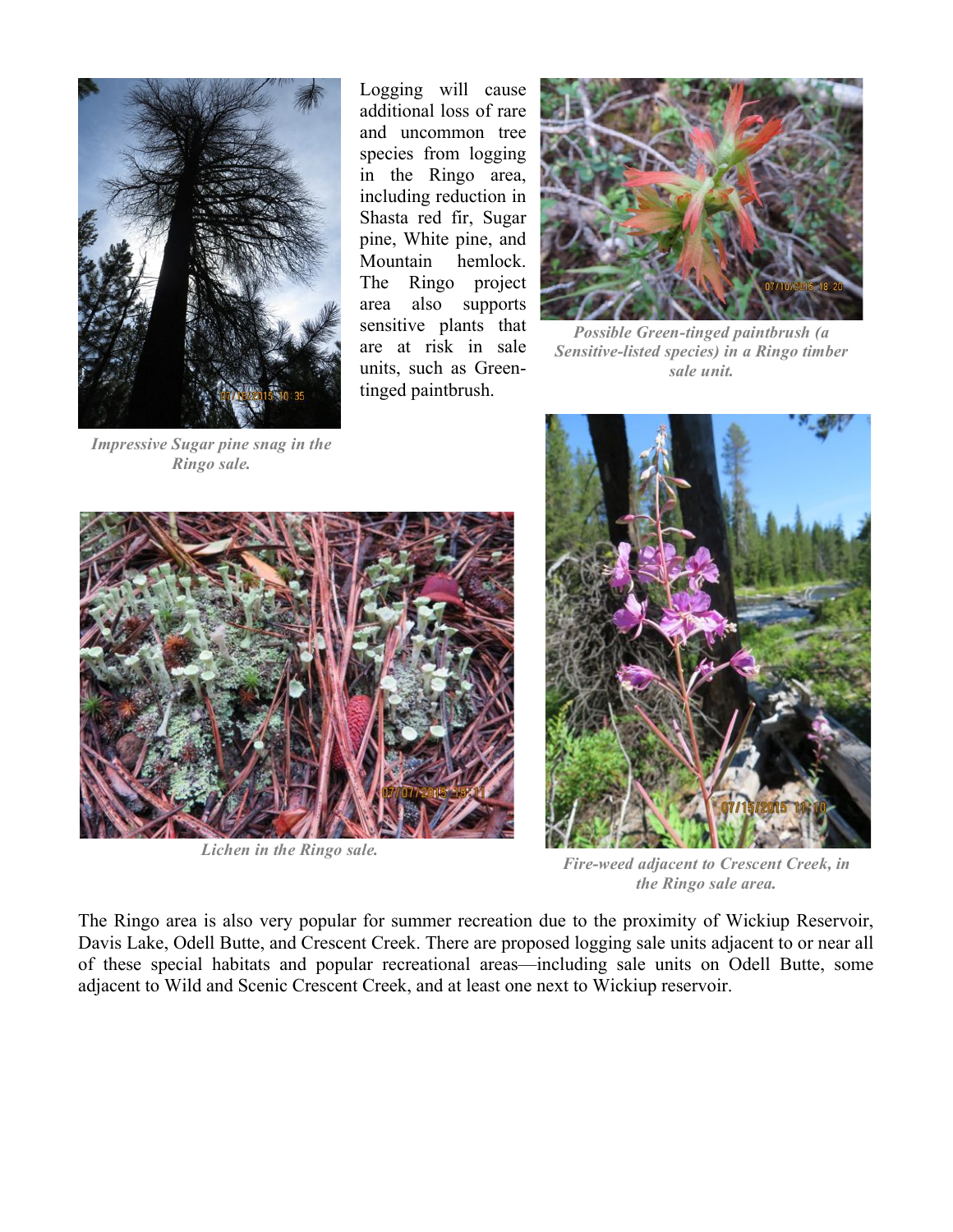Logging will cause additional loss of rare and uncommon tree species from logging in the Ringo area, including reduction in Shasta red fir, Sugar pine, White pine, and Mountain hemlock. The Ringo project area also supports sensitive plants that are at risk in sale units, such as Green-tinged paintbrush.

*Impressive Sugar pine snag in the Ringo sale.*

*Possible Green-tinged paintbrush (a Sensitive-listed species) in a Ringo timber sale unit.*

*Lichen in the Ringo sale.*

*Fire-weed adjacent to Crescent Creek, in the Ringo sale area.*

The Ringo area is also very popular for summer recreation due to the proximity of Wickiup Reservoir, Davis Lake, Odell Butte, and Crescent Creek. There are proposed logging sale units adjacent to or near all of these special habitats and popular recreational areas—including sale units on Odell Butte, some adjacent to Wild and Scenic Crescent Creek, and at least one next to Wickiup reservoir.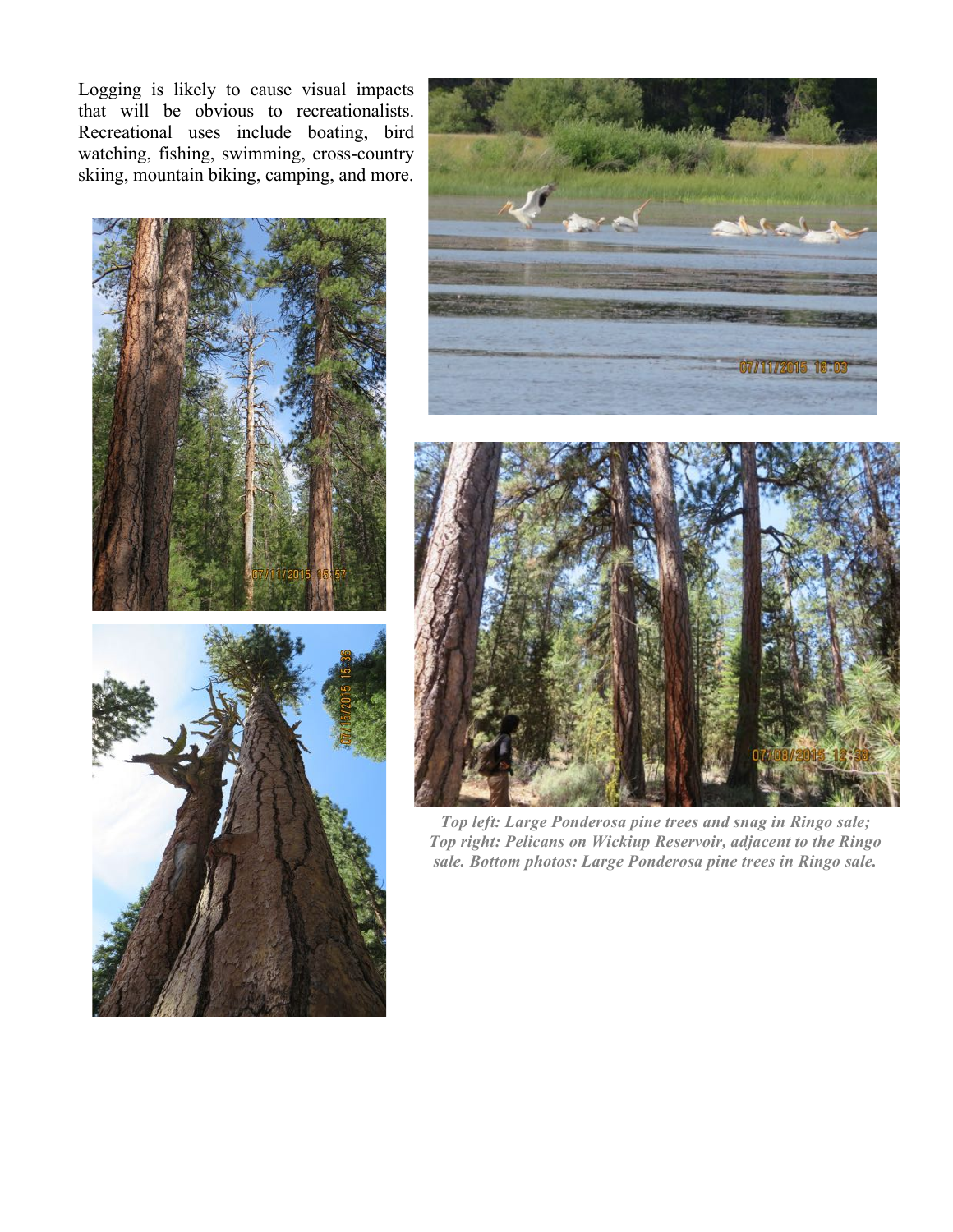Logging is likely to cause visual impacts that will be obvious to recreationalists. Recreational uses include boating, bird watching, fishing, swimming, cross-country skiing, mountain biking, camping, and more.

***Top left: Large Ponderosa pine trees and snag in Ringo sale; Top right: Pelicans on Wickiup Reservoir, adjacent to the Ringo sale. Bottom photos: Large Ponderosa pine trees in Ringo sale.***